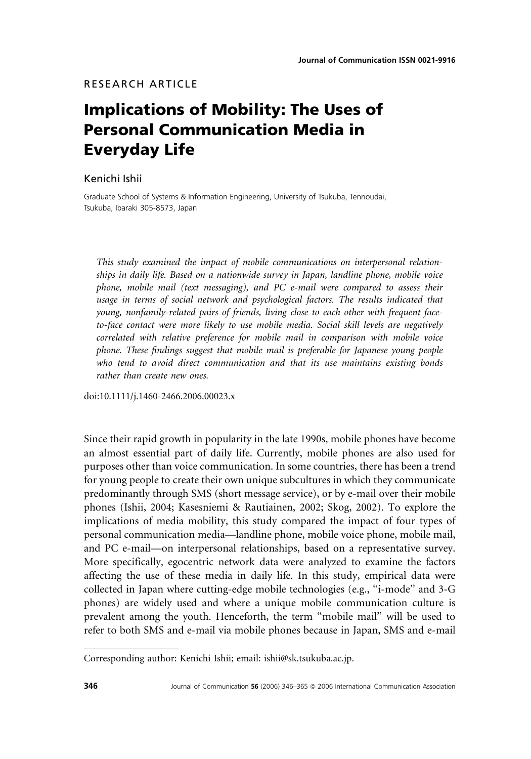RESEARCH ARTICLE

# Implications of Mobility: The Uses of Personal Communication Media in Everyday Life

Kenichi Ishii

Graduate School of Systems & Information Engineering, University of Tsukuba, Tennoudai, Tsukuba, Ibaraki 305-8573, Japan

*This study examined the impact of mobile communications on interpersonal relationships in daily life. Based on a nationwide survey in Japan, landline phone, mobile voice phone, mobile mail (text messaging), and PC e-mail were compared to assess their usage in terms of social network and psychological factors. The results indicated that young, nonfamily-related pairs of friends, living close to each other with frequent face-to-face contact were more likely to use mobile media. Social skill levels are negatively correlated with relative preference for mobile mail in comparison with mobile voice phone. These findings suggest that mobile mail is preferable for Japanese young people who tend to avoid direct communication and that its use maintains existing bonds rather than create new ones.*

doi:10.1111/j.1460-2466.2006.00023.x

Since their rapid growth in popularity in the late 1990s, mobile phones have become an almost essential part of daily life. Currently, mobile phones are also used for purposes other than voice communication. In some countries, there has been a trend for young people to create their own unique subcultures in which they communicate predominantly through SMS (short message service), or by e-mail over their mobile phones (Ishii, 2004; Kasesniemi & Rautiainen, 2002; Skog, 2002). To explore the implications of media mobility, this study compared the impact of four types of personal communication media—landline phone, mobile voice phone, mobile mail, and PC e-mail—on interpersonal relationships, based on a representative survey. More specifically, egocentric network data were analyzed to examine the factors affecting the use of these media in daily life. In this study, empirical data were collected in Japan where cutting-edge mobile technologies (e.g., "i-mode" and 3-G phones) are widely used and where a unique mobile communication culture is prevalent among the youth. Henceforth, the term "mobile mail" will be used to refer to both SMS and e-mail via mobile phones because in Japan, SMS and e-mail

Corresponding author: Kenichi Ishii; email: ishii@sk.tsukuba.ac.jp.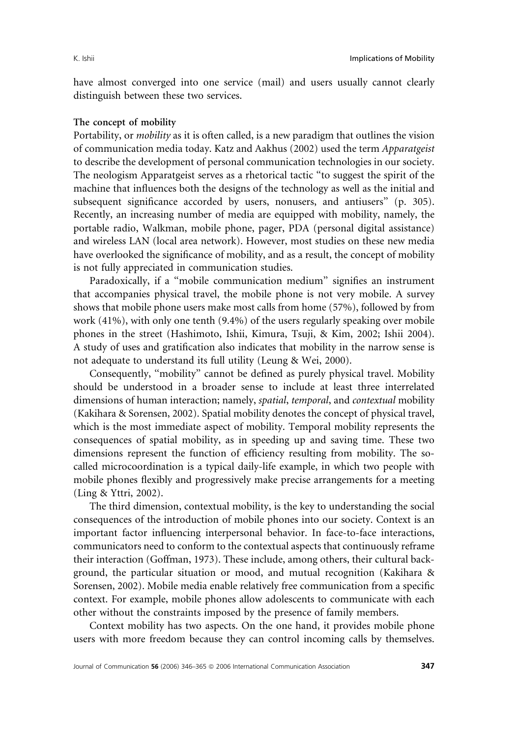have almost converged into one service (mail) and users usually cannot clearly distinguish between these two services.

### The concept of mobility

Portability, or *mobility* as it is often called, is a new paradigm that outlines the vision of communication media today. Katz and Aakhus (2002) used the term *Apparatgeist* to describe the development of personal communication technologies in our society. The neologism Apparatgeist serves as a rhetorical tactic "to suggest the spirit of the machine that influences both the designs of the technology as well as the initial and subsequent significance accorded by users, nonusers, and antiusers" (p. 305). Recently, an increasing number of media are equipped with mobility, namely, the portable radio, Walkman, mobile phone, pager, PDA (personal digital assistance) and wireless LAN (local area network). However, most studies on these new media have overlooked the significance of mobility, and as a result, the concept of mobility is not fully appreciated in communication studies.

Paradoxically, if a "mobile communication medium" signifies an instrument that accompanies physical travel, the mobile phone is not very mobile. A survey shows that mobile phone users make most calls from home (57%), followed by from work (41%), with only one tenth (9.4%) of the users regularly speaking over mobile phones in the street (Hashimoto, Ishii, Kimura, Tsuji, & Kim, 2002; Ishii 2004). A study of uses and gratification also indicates that mobility in the narrow sense is not adequate to understand its full utility (Leung & Wei, 2000).

Consequently, "mobility" cannot be defined as purely physical travel. Mobility should be understood in a broader sense to include at least three interrelated dimensions of human interaction; namely, *spatial*, *temporal*, and *contextual* mobility (Kakihara & Sorensen, 2002). Spatial mobility denotes the concept of physical travel, which is the most immediate aspect of mobility. Temporal mobility represents the consequences of spatial mobility, as in speeding up and saving time. These two dimensions represent the function of efficiency resulting from mobility. The so-called microcoordination is a typical daily-life example, in which two people with mobile phones flexibly and progressively make precise arrangements for a meeting (Ling & Yttri, 2002).

The third dimension, contextual mobility, is the key to understanding the social consequences of the introduction of mobile phones into our society. Context is an important factor influencing interpersonal behavior. In face-to-face interactions, communicators need to conform to the contextual aspects that continuously reframe their interaction (Goffman, 1973). These include, among others, their cultural background, the particular situation or mood, and mutual recognition (Kakihara & Sorensen, 2002). Mobile media enable relatively free communication from a specific context. For example, mobile phones allow adolescents to communicate with each other without the constraints imposed by the presence of family members.

Context mobility has two aspects. On the one hand, it provides mobile phone users with more freedom because they can control incoming calls by themselves.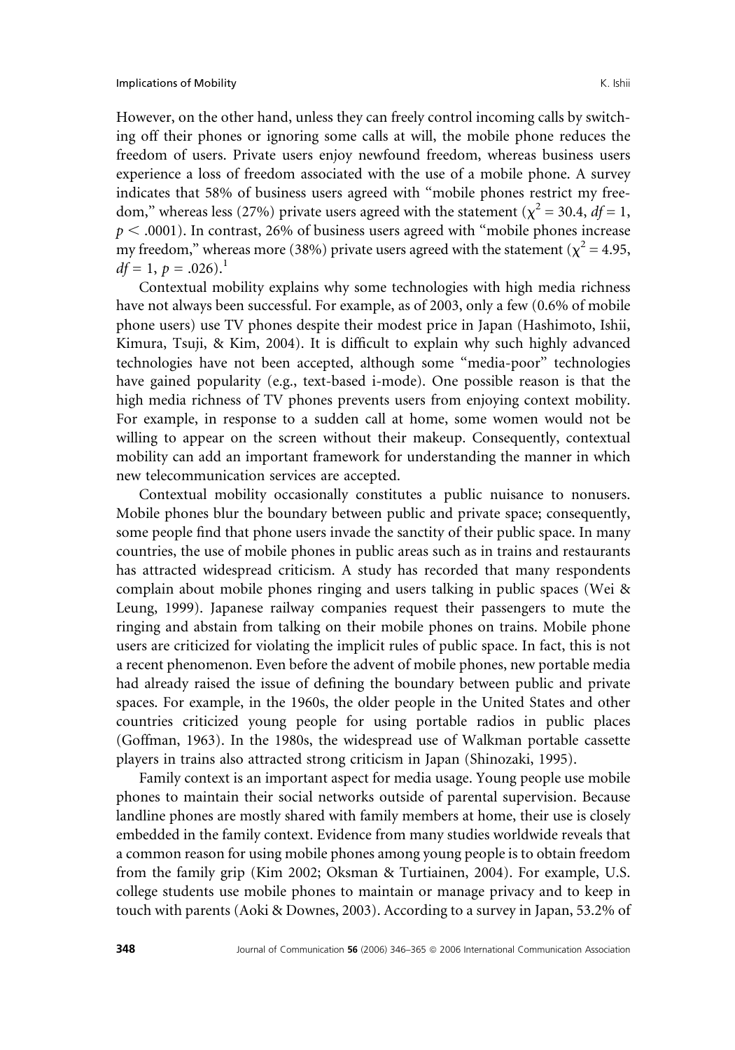However, on the other hand, unless they can freely control incoming calls by switching off their phones or ignoring some calls at will, the mobile phone reduces the freedom of users. Private users enjoy newfound freedom, whereas business users experience a loss of freedom associated with the use of a mobile phone. A survey indicates that 58% of business users agreed with "mobile phones restrict my freedom," whereas less (27%) private users agreed with the statement ($\chi^2 = 30.4$, $df = 1$, $p < .0001$). In contrast, 26% of business users agreed with "mobile phones increase my freedom," whereas more (38%) private users agreed with the statement ($\chi^2 = 4.95$, $df = 1$, $p = .026$).[1]

Contextual mobility explains why some technologies with high media richness have not always been successful. For example, as of 2003, only a few (0.6% of mobile phone users) use TV phones despite their modest price in Japan (Hashimoto, Ishii, Kimura, Tsuji, & Kim, 2004). It is difficult to explain why such highly advanced technologies have not been accepted, although some "media-poor" technologies have gained popularity (e.g., text-based i-mode). One possible reason is that the high media richness of TV phones prevents users from enjoying context mobility. For example, in response to a sudden call at home, some women would not be willing to appear on the screen without their makeup. Consequently, contextual mobility can add an important framework for understanding the manner in which new telecommunication services are accepted.

Contextual mobility occasionally constitutes a public nuisance to nonusers. Mobile phones blur the boundary between public and private space; consequently, some people find that phone users invade the sanctity of their public space. In many countries, the use of mobile phones in public areas such as in trains and restaurants has attracted widespread criticism. A study has recorded that many respondents complain about mobile phones ringing and users talking in public spaces (Wei & Leung, 1999). Japanese railway companies request their passengers to mute the ringing and abstain from talking on their mobile phones on trains. Mobile phone users are criticized for violating the implicit rules of public space. In fact, this is not a recent phenomenon. Even before the advent of mobile phones, new portable media had already raised the issue of defining the boundary between public and private spaces. For example, in the 1960s, the older people in the United States and other countries criticized young people for using portable radios in public places (Goffman, 1963). In the 1980s, the widespread use of Walkman portable cassette players in trains also attracted strong criticism in Japan (Shinozaki, 1995).

Family context is an important aspect for media usage. Young people use mobile phones to maintain their social networks outside of parental supervision. Because landline phones are mostly shared with family members at home, their use is closely embedded in the family context. Evidence from many studies worldwide reveals that a common reason for using mobile phones among young people is to obtain freedom from the family grip (Kim 2002; Oksman & Turtiainen, 2004). For example, U.S. college students use mobile phones to maintain or manage privacy and to keep in touch with parents (Aoki & Downes, 2003). According to a survey in Japan, 53.2% of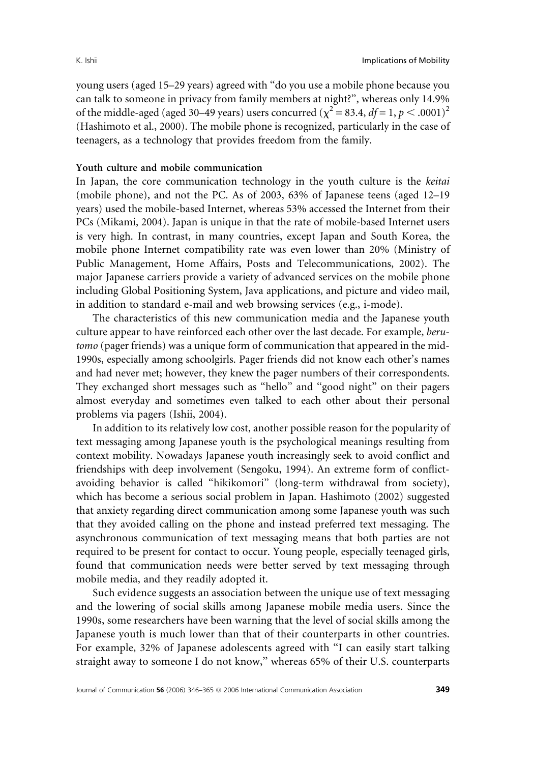young users (aged 15–29 years) agreed with "do you use a mobile phone because you can talk to someone in privacy from family members at night?", whereas only 14.9% of the middle-aged (aged 30–49 years) users concurred ($\chi^2 = 83.4$, $df = 1$, $p < .0001$)[2] (Hashimoto et al., 2000). The mobile phone is recognized, particularly in the case of teenagers, as a technology that provides freedom from the family.

**Youth culture and mobile communication**

In Japan, the core communication technology in the youth culture is the *keitai* (mobile phone), and not the PC. As of 2003, 63% of Japanese teens (aged 12–19 years) used the mobile-based Internet, whereas 53% accessed the Internet from their PCs (Mikami, 2004). Japan is unique in that the rate of mobile-based Internet users is very high. In contrast, in many countries, except Japan and South Korea, the mobile phone Internet compatibility rate was even lower than 20% (Ministry of Public Management, Home Affairs, Posts and Telecommunications, 2002). The major Japanese carriers provide a variety of advanced services on the mobile phone including Global Positioning System, Java applications, and picture and video mail, in addition to standard e-mail and web browsing services (e.g., i-mode).

The characteristics of this new communication media and the Japanese youth culture appear to have reinforced each other over the last decade. For example, *beru-tomo* (pager friends) was a unique form of communication that appeared in the mid-1990s, especially among schoolgirls. Pager friends did not know each other's names and had never met; however, they knew the pager numbers of their correspondents. They exchanged short messages such as "hello" and "good night" on their pagers almost everyday and sometimes even talked to each other about their personal problems via pagers (Ishii, 2004).

In addition to its relatively low cost, another possible reason for the popularity of text messaging among Japanese youth is the psychological meanings resulting from context mobility. Nowadays Japanese youth increasingly seek to avoid conflict and friendships with deep involvement (Sengoku, 1994). An extreme form of conflict-avoiding behavior is called "hikikomori" (long-term withdrawal from society), which has become a serious social problem in Japan. Hashimoto (2002) suggested that anxiety regarding direct communication among some Japanese youth was such that they avoided calling on the phone and instead preferred text messaging. The asynchronous communication of text messaging means that both parties are not required to be present for contact to occur. Young people, especially teenaged girls, found that communication needs were better served by text messaging through mobile media, and they readily adopted it.

Such evidence suggests an association between the unique use of text messaging and the lowering of social skills among Japanese mobile media users. Since the 1990s, some researchers have been warning that the level of social skills among the Japanese youth is much lower than that of their counterparts in other countries. For example, 32% of Japanese adolescents agreed with "I can easily start talking straight away to someone I do not know," whereas 65% of their U.S. counterparts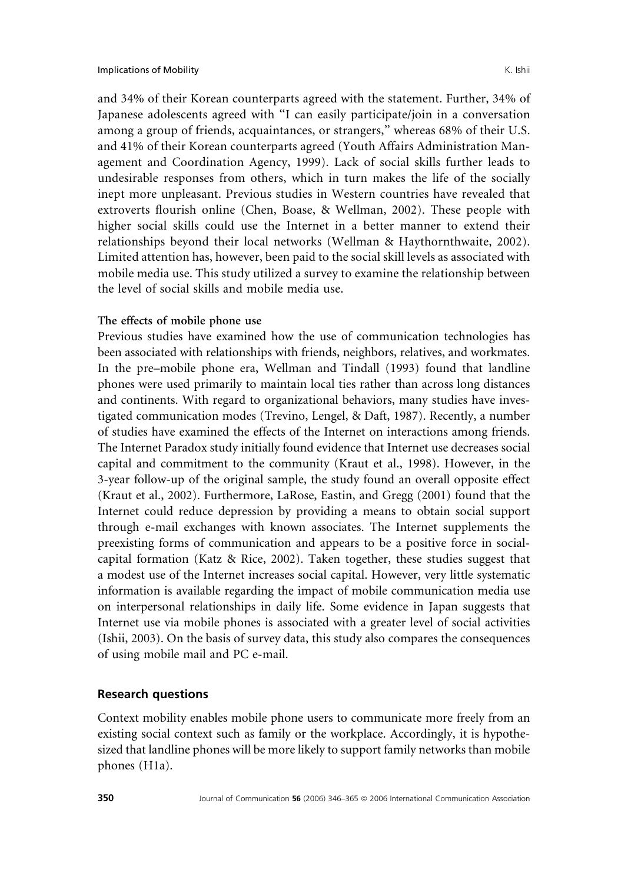and 34% of their Korean counterparts agreed with the statement. Further, 34% of Japanese adolescents agreed with "I can easily participate/join in a conversation among a group of friends, acquaintances, or strangers," whereas 68% of their U.S. and 41% of their Korean counterparts agreed (Youth Affairs Administration Management and Coordination Agency, 1999). Lack of social skills further leads to undesirable responses from others, which in turn makes the life of the socially inept more unpleasant. Previous studies in Western countries have revealed that extroverts flourish online (Chen, Boase, & Wellman, 2002). These people with higher social skills could use the Internet in a better manner to extend their relationships beyond their local networks (Wellman & Haythornthwaite, 2002). Limited attention has, however, been paid to the social skill levels as associated with mobile media use. This study utilized a survey to examine the relationship between the level of social skills and mobile media use.

### The effects of mobile phone use

Previous studies have examined how the use of communication technologies has been associated with relationships with friends, neighbors, relatives, and workmates. In the pre–mobile phone era, Wellman and Tindall (1993) found that landline phones were used primarily to maintain local ties rather than across long distances and continents. With regard to organizational behaviors, many studies have investigated communication modes (Trevino, Lengel, & Daft, 1987). Recently, a number of studies have examined the effects of the Internet on interactions among friends. The Internet Paradox study initially found evidence that Internet use decreases social capital and commitment to the community (Kraut et al., 1998). However, in the 3-year follow-up of the original sample, the study found an overall opposite effect (Kraut et al., 2002). Furthermore, LaRose, Eastin, and Gregg (2001) found that the Internet could reduce depression by providing a means to obtain social support through e-mail exchanges with known associates. The Internet supplements the preexisting forms of communication and appears to be a positive force in social-capital formation (Katz & Rice, 2002). Taken together, these studies suggest that a modest use of the Internet increases social capital. However, very little systematic information is available regarding the impact of mobile communication media use on interpersonal relationships in daily life. Some evidence in Japan suggests that Internet use via mobile phones is associated with a greater level of social activities (Ishii, 2003). On the basis of survey data, this study also compares the consequences of using mobile mail and PC e-mail.

## Research questions

Context mobility enables mobile phone users to communicate more freely from an existing social context such as family or the workplace. Accordingly, it is hypothesized that landline phones will be more likely to support family networks than mobile phones (H1a).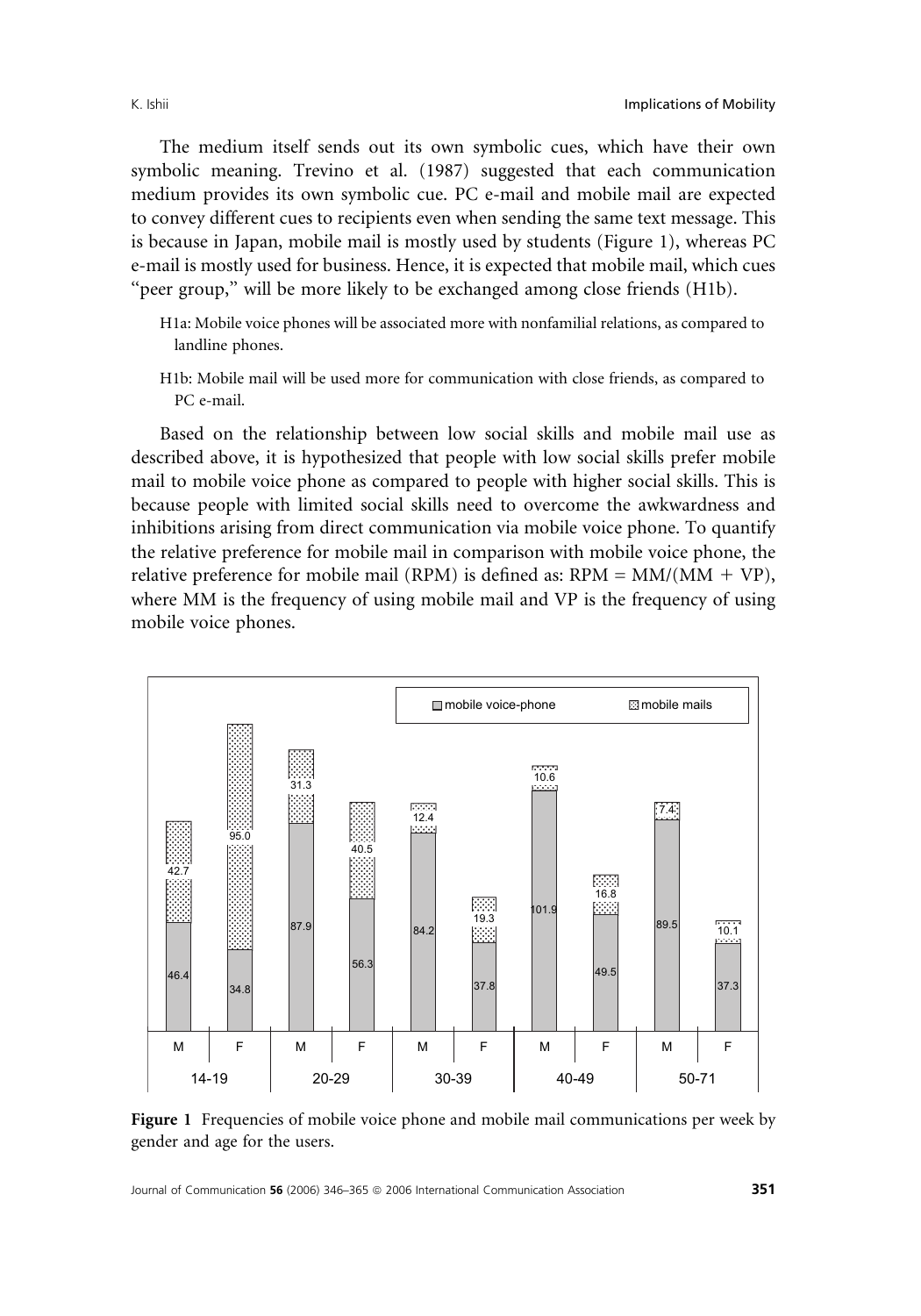The medium itself sends out its own symbolic cues, which have their own symbolic meaning. Trevino et al. (1987) suggested that each communication medium provides its own symbolic cue. PC e-mail and mobile mail are expected to convey different cues to recipients even when sending the same text message. This is because in Japan, mobile mail is mostly used by students (Figure 1), whereas PC e-mail is mostly used for business. Hence, it is expected that mobile mail, which cues "peer group," will be more likely to be exchanged among close friends (H1b).

> H1a: Mobile voice phones will be associated more with nonfamilial relations, as compared to landline phones.
>
> H1b: Mobile mail will be used more for communication with close friends, as compared to PC e-mail.

Based on the relationship between low social skills and mobile mail use as described above, it is hypothesized that people with low social skills prefer mobile mail to mobile voice phone as compared to people with higher social skills. This is because people with limited social skills need to overcome the awkwardness and inhibitions arising from direct communication via mobile voice phone. To quantify the relative preference for mobile mail in comparison with mobile voice phone, the relative preference for mobile mail (RPM) is defined as: $RPM = MM/(MM + VP)$, where MM is the frequency of using mobile mail and VP is the frequency of using mobile voice phones.

**Figure 1** Frequencies of mobile voice phone and mobile mail communications per week by gender and age for the users.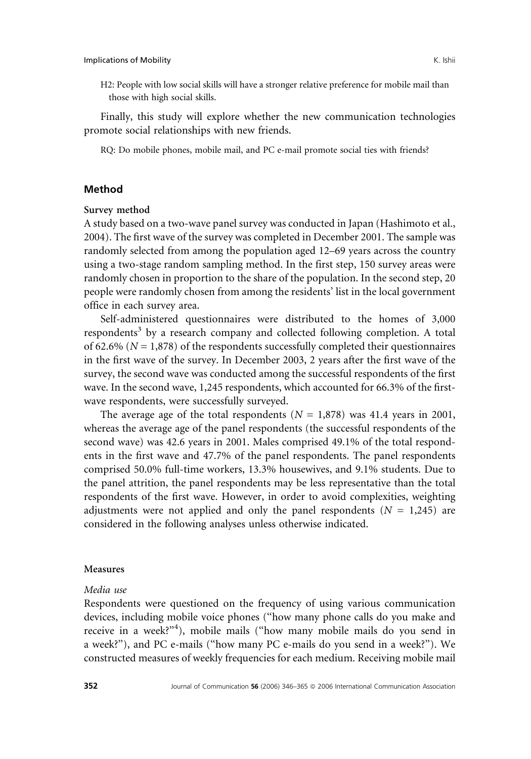H2: People with low social skills will have a stronger relative preference for mobile mail than those with high social skills.

Finally, this study will explore whether the new communication technologies promote social relationships with new friends.

RQ: Do mobile phones, mobile mail, and PC e-mail promote social ties with friends?

## Method

### Survey method

A study based on a two-wave panel survey was conducted in Japan (Hashimoto et al., 2004). The first wave of the survey was completed in December 2001. The sample was randomly selected from among the population aged 12–69 years across the country using a two-stage random sampling method. In the first step, 150 survey areas were randomly chosen in proportion to the share of the population. In the second step, 20 people were randomly chosen from among the residents' list in the local government office in each survey area.

Self-administered questionnaires were distributed to the homes of 3,000 respondents[3] by a research company and collected following completion. A total of 62.6% ($N = 1,878$) of the respondents successfully completed their questionnaires in the first wave of the survey. In December 2003, 2 years after the first wave of the survey, the second wave was conducted among the successful respondents of the first wave. In the second wave, 1,245 respondents, which accounted for 66.3% of the first-wave respondents, were successfully surveyed.

The average age of the total respondents ($N = 1,878$) was 41.4 years in 2001, whereas the average age of the panel respondents (the successful respondents of the second wave) was 42.6 years in 2001. Males comprised 49.1% of the total respondents in the first wave and 47.7% of the panel respondents. The panel respondents comprised 50.0% full-time workers, 13.3% housewives, and 9.1% students. Due to the panel attrition, the panel respondents may be less representative than the total respondents of the first wave. However, in order to avoid complexities, weighting adjustments were not applied and only the panel respondents ($N = 1,245$) are considered in the following analyses unless otherwise indicated.

### Measures

#### *Media use*

Respondents were questioned on the frequency of using various communication devices, including mobile voice phones ("how many phone calls do you make and receive in a week?"[4]), mobile mails ("how many mobile mails do you send in a week?"), and PC e-mails ("how many PC e-mails do you send in a week?"). We constructed measures of weekly frequencies for each medium. Receiving mobile mail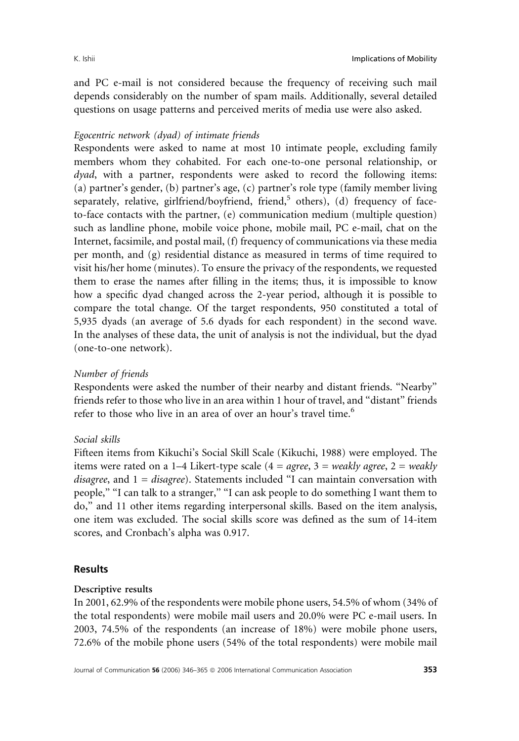and PC e-mail is not considered because the frequency of receiving such mail depends considerably on the number of spam mails. Additionally, several detailed questions on usage patterns and perceived merits of media use were also asked.

*Egocentric network (dyad) of intimate friends*

Respondents were asked to name at most 10 intimate people, excluding family members whom they cohabited. For each one-to-one personal relationship, or *dyad*, with a partner, respondents were asked to record the following items: (a) partner's gender, (b) partner's age, (c) partner's role type (family member living separately, relative, girlfriend/boyfriend, friend,[5] others), (d) frequency of face-to-face contacts with the partner, (e) communication medium (multiple question) such as landline phone, mobile voice phone, mobile mail, PC e-mail, chat on the Internet, facsimile, and postal mail, (f) frequency of communications via these media per month, and (g) residential distance as measured in terms of time required to visit his/her home (minutes). To ensure the privacy of the respondents, we requested them to erase the names after filling in the items; thus, it is impossible to know how a specific dyad changed across the 2-year period, although it is possible to compare the total change. Of the target respondents, 950 constituted a total of 5,935 dyads (an average of 5.6 dyads for each respondent) in the second wave. In the analyses of these data, the unit of analysis is not the individual, but the dyad (one-to-one network).

*Number of friends*

Respondents were asked the number of their nearby and distant friends. "Nearby" friends refer to those who live in an area within 1 hour of travel, and "distant" friends refer to those who live in an area of over an hour's travel time.[6]

*Social skills*

Fifteen items from Kikuchi's Social Skill Scale (Kikuchi, 1988) were employed. The items were rated on a 1–4 Likert-type scale (4 = *agree*, 3 = *weakly agree*, 2 = *weakly disagree*, and 1 = *disagree*). Statements included "I can maintain conversation with people," "I can talk to a stranger," "I can ask people to do something I want them to do," and 11 other items regarding interpersonal skills. Based on the item analysis, one item was excluded. The social skills score was defined as the sum of 14-item scores, and Cronbach's alpha was 0.917.

## Results

### Descriptive results

In 2001, 62.9% of the respondents were mobile phone users, 54.5% of whom (34% of the total respondents) were mobile mail users and 20.0% were PC e-mail users. In 2003, 74.5% of the respondents (an increase of 18%) were mobile phone users, 72.6% of the mobile phone users (54% of the total respondents) were mobile mail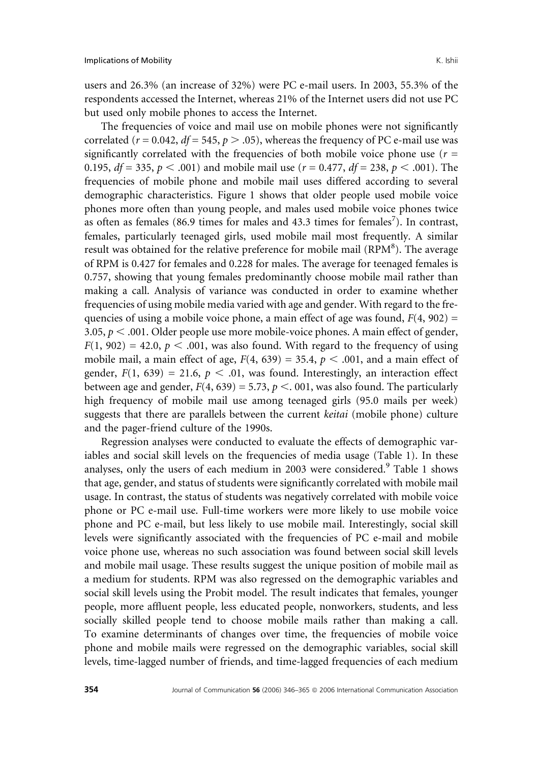users and 26.3% (an increase of 32%) were PC e-mail users. In 2003, 55.3% of the respondents accessed the Internet, whereas 21% of the Internet users did not use PC but used only mobile phones to access the Internet.

The frequencies of voice and mail use on mobile phones were not significantly correlated ($r = 0.042$, $df = 545$, $p > .05$), whereas the frequency of PC e-mail use was significantly correlated with the frequencies of both mobile voice phone use ($r = 0.195$, $df = 335$, $p < .001$) and mobile mail use ($r = 0.477$, $df = 238$, $p < .001$). The frequencies of mobile phone and mobile mail uses differed according to several demographic characteristics. Figure 1 shows that older people used mobile voice phones more often than young people, and males used mobile voice phones twice as often as females (86.9 times for males and 43.3 times for females[7]). In contrast, females, particularly teenaged girls, used mobile mail most frequently. A similar result was obtained for the relative preference for mobile mail (RPM[8]). The average of RPM is 0.427 for females and 0.228 for males. The average for teenaged females is 0.757, showing that young females predominantly choose mobile mail rather than making a call. Analysis of variance was conducted in order to examine whether frequencies of using mobile media varied with age and gender. With regard to the frequencies of using a mobile voice phone, a main effect of age was found, $F(4, 902) = 3.05$, $p < .001$. Older people use more mobile-voice phones. A main effect of gender, $F(1, 902) = 42.0$, $p < .001$, was also found. With regard to the frequency of using mobile mail, a main effect of age, $F(4, 639) = 35.4$, $p < .001$, and a main effect of gender, $F(1, 639) = 21.6$, $p < .01$, was found. Interestingly, an interaction effect between age and gender, $F(4, 639) = 5.73$, $p <. 001$, was also found. The particularly high frequency of mobile mail use among teenaged girls (95.0 mails per week) suggests that there are parallels between the current *keitai* (mobile phone) culture and the pager-friend culture of the 1990s.

Regression analyses were conducted to evaluate the effects of demographic variables and social skill levels on the frequencies of media usage (Table 1). In these analyses, only the users of each medium in 2003 were considered.[9] Table 1 shows that age, gender, and status of students were significantly correlated with mobile mail usage. In contrast, the status of students was negatively correlated with mobile voice phone or PC e-mail use. Full-time workers were more likely to use mobile voice phone and PC e-mail, but less likely to use mobile mail. Interestingly, social skill levels were significantly associated with the frequencies of PC e-mail and mobile voice phone use, whereas no such association was found between social skill levels and mobile mail usage. These results suggest the unique position of mobile mail as a medium for students. RPM was also regressed on the demographic variables and social skill levels using the Probit model. The result indicates that females, younger people, more affluent people, less educated people, nonworkers, students, and less socially skilled people tend to choose mobile mails rather than making a call. To examine determinants of changes over time, the frequencies of mobile voice phone and mobile mails were regressed on the demographic variables, social skill levels, time-lagged number of friends, and time-lagged frequencies of each medium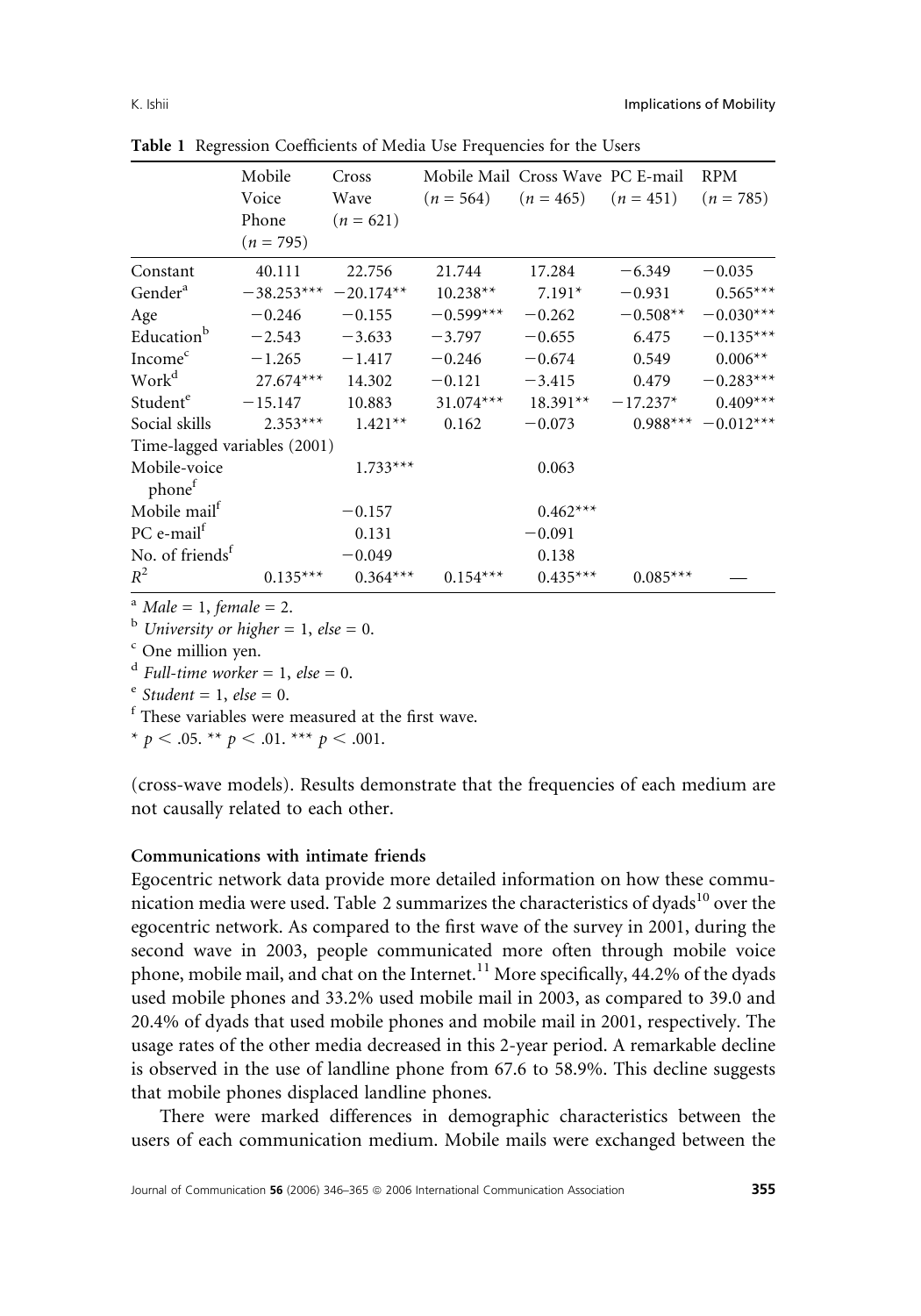**Table 1** Regression Coefficients of Media Use Frequencies for the Users

| | Mobile Voice Phone ($n$ = 795) | Cross Wave ($n$ = 621) | Mobile Mail ($n$ = 564) | Cross Wave ($n$ = 465) | PC E-mail ($n$ = 451) | RPM ($n$ = 785) |
|---|---|---|---|---|---|---|
| Constant | 40.111 | 22.756 | 21.744 | 17.284 | −6.349 | −0.035 |
| Gender[a] | −38.253*** | −20.174** | 10.238** | 7.191* | −0.931 | 0.565*** |
| Age | −0.246 | −0.155 | −0.599*** | −0.262 | −0.508** | −0.030*** |
| Education[b] | −2.543 | −3.633 | −3.797 | −0.655 | 6.475 | −0.135*** |
| Income[c] | −1.265 | −1.417 | −0.246 | −0.674 | 0.549 | 0.006** |
| Work[d] | 27.674*** | 14.302 | −0.121 | −3.415 | 0.479 | −0.283*** |
| Student[e] | −15.147 | 10.883 | 31.074*** | 18.391** | −17.237* | 0.409*** |
| Social skills | 2.353*** | 1.421** | 0.162 | −0.073 | 0.988*** | −0.012*** |
| Time-lagged variables (2001) | | | | | | |
| Mobile-voice phone[f] | | 1.733*** | | 0.063 | | |
| Mobile mail[f] | | −0.157 | | 0.462*** | | |
| PC e-mail[f] | | 0.131 | | −0.091 | | |
| No. of friends[f] | | −0.049 | | 0.138 | | |
| $R^2$ | 0.135*** | 0.364*** | 0.154*** | 0.435*** | 0.085*** | — |

[a] *Male* = 1, *female* = 2.
[b] *University or higher* = 1, *else* = 0.
[c] One million yen.
[d] *Full-time worker* = 1, *else* = 0.
[e] *Student* = 1, *else* = 0.
[f] These variables were measured at the first wave.
* $p < .05$. ** $p < .01$. *** $p < .001$.

(cross-wave models). Results demonstrate that the frequencies of each medium are not causally related to each other.

### Communications with intimate friends

Egocentric network data provide more detailed information on how these communication media were used. Table 2 summarizes the characteristics of dyads[10] over the egocentric network. As compared to the first wave of the survey in 2001, during the second wave in 2003, people communicated more often through mobile voice phone, mobile mail, and chat on the Internet.[11] More specifically, 44.2% of the dyads used mobile phones and 33.2% used mobile mail in 2003, as compared to 39.0 and 20.4% of dyads that used mobile phones and mobile mail in 2001, respectively. The usage rates of the other media decreased in this 2-year period. A remarkable decline is observed in the use of landline phone from 67.6 to 58.9%. This decline suggests that mobile phones displaced landline phones.

There were marked differences in demographic characteristics between the users of each communication medium. Mobile mails were exchanged between the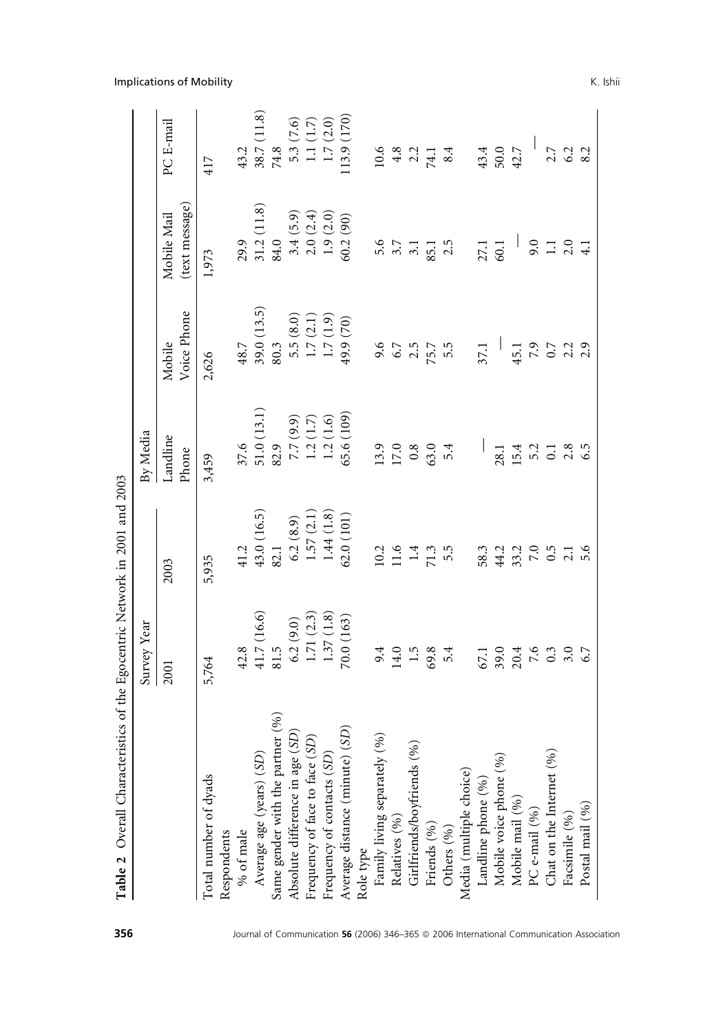**Table 2** Overall Characteristics of the Egocentric Network in 2001 and 2003

| | Survey Year | | By Media | | | |
|---|---|---|---|---|---|---|
| | 2001 | 2003 | Landline Phone | Mobile Voice Phone | Mobile Mail (text message) | PC E-mail |
| Total number of dyads | 5,764 | 5,935 | 3,459 | 2,626 | 1,973 | 417 |
| Respondents | | | | | | |
| % of male | 42.8 | 41.2 | 37.6 | 48.7 | 29.9 | 43.2 |
| Average age (years) (*SD*) | 41.7 (16.6) | 43.0 (16.5) | 51.0 (13.1) | 39.0 (13.5) | 31.2 (11.8) | 38.7 (11.8) |
| Same gender with the partner (%) | 81.5 | 82.1 | 82.9 | 80.3 | 84.0 | 74.8 |
| Absolute difference in age (*SD*) | 6.2 (9.0) | 6.2 (8.9) | 7.7 (9.9) | 5.5 (8.0) | 3.4 (5.9) | 5.3 (7.6) |
| Frequency of face to face (*SD*) | 1.71 (2.3) | 1.57 (2.1) | 1.2 (1.7) | 1.7 (2.1) | 2.0 (2.4) | 1.1 (1.7) |
| Frequency of contacts (*SD*) | 1.37 (1.8) | 1.44 (1.8) | 1.2 (1.6) | 1.7 (1.9) | 1.9 (2.0) | 1.7 (2.0) |
| Average distance (minute) (*SD*) | 70.0 (163) | 62.0 (101) | 65.6 (109) | 49.9 (70) | 60.2 (90) | 113.9 (170) |
| Role type | | | | | | |
| Family living separately (%) | 9.4 | 10.2 | 13.9 | 9.6 | 5.6 | 10.6 |
| Relatives (%) | 14.0 | 11.6 | 17.0 | 6.7 | 3.7 | 4.8 |
| Girlfriends/boyfriends (%) | 1.5 | 1.4 | 0.8 | 2.5 | 3.1 | 2.2 |
| Friends (%) | 69.8 | 71.3 | 63.0 | 75.7 | 85.1 | 74.1 |
| Others (%) | 5.4 | 5.5 | 5.4 | 5.5 | 2.5 | 8.4 |
| Media (multiple choice) | | | | | | |
| Landline phone (%) | 67.1 | 58.3 | — | 37.1 | 27.1 | 43.4 |
| Mobile voice phone (%) | 39.0 | 44.2 | 28.1 | — | 60.1 | 50.0 |
| Mobile mail (%) | 20.4 | 33.2 | 15.4 | 45.1 | — | 42.7 |
| PC e-mail (%) | 7.6 | 7.0 | 5.2 | 7.9 | 9.0 | — |
| Chat on the Internet (%) | 0.3 | 0.5 | 0.1 | 0.7 | 1.1 | 2.7 |
| Facsimile (%) | 3.0 | 2.1 | 2.8 | 2.2 | 2.0 | 6.2 |
| Postal mail (%) | 6.7 | 5.6 | 6.5 | 2.9 | 4.1 | 8.2 |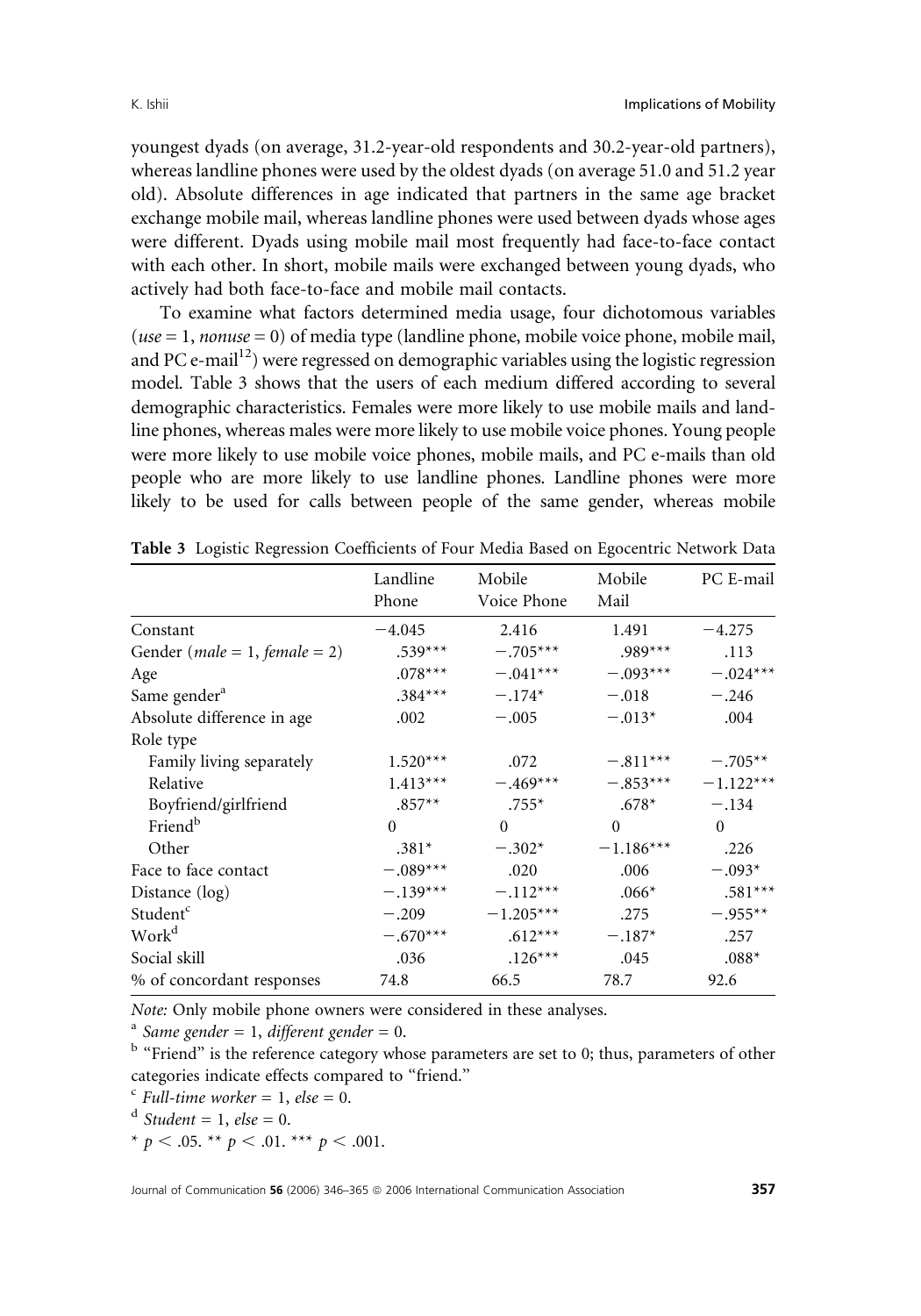youngest dyads (on average, 31.2-year-old respondents and 30.2-year-old partners), whereas landline phones were used by the oldest dyads (on average 51.0 and 51.2 year old). Absolute differences in age indicated that partners in the same age bracket exchange mobile mail, whereas landline phones were used between dyads whose ages were different. Dyads using mobile mail most frequently had face-to-face contact with each other. In short, mobile mails were exchanged between young dyads, who actively had both face-to-face and mobile mail contacts.

To examine what factors determined media usage, four dichotomous variables (*use* = 1, *nonuse* = 0) of media type (landline phone, mobile voice phone, mobile mail, and PC e-mail[12]) were regressed on demographic variables using the logistic regression model. Table 3 shows that the users of each medium differed according to several demographic characteristics. Females were more likely to use mobile mails and landline phones, whereas males were more likely to use mobile voice phones. Young people were more likely to use mobile voice phones, mobile mails, and PC e-mails than old people who are more likely to use landline phones. Landline phones were more likely to be used for calls between people of the same gender, whereas mobile

**Table 3** Logistic Regression Coefficients of Four Media Based on Egocentric Network Data

| | Landline Phone | Mobile Voice Phone | Mobile Mail | PC E-mail |
|---|---|---|---|---|
| Constant | −4.045 | 2.416 | 1.491 | −4.275 |
| Gender (*male* = 1, *female* = 2) | .539*** | −.705*** | .989*** | .113 |
| Age | .078*** | −.041*** | −.093*** | −.024*** |
| Same gender[a] | .384*** | −.174* | −.018 | −.246 |
| Absolute difference in age | .002 | −.005 | −.013* | .004 |
| Role type | | | | |
| Family living separately | 1.520*** | .072 | −.811*** | −.705** |
| Relative | 1.413*** | −.469*** | −.853*** | −1.122*** |
| Boyfriend/girlfriend | .857** | .755* | .678* | −.134 |
| Friend[b] | 0 | 0 | 0 | 0 |
| Other | .381* | −.302* | −1.186*** | .226 |
| Face to face contact | −.089*** | .020 | .006 | −.093* |
| Distance (log) | −.139*** | −.112*** | .066* | .581*** |
| Student[c] | −.209 | −1.205*** | .275 | −.955** |
| Work[d] | −.670*** | .612*** | −.187* | .257 |
| Social skill | .036 | .126*** | .045 | .088* |
| % of concordant responses | 74.8 | 66.5 | 78.7 | 92.6 |

*Note:* Only mobile phone owners were considered in these analyses.

[a] *Same gender* = 1, *different gender* = 0.

[b] "Friend" is the reference category whose parameters are set to 0; thus, parameters of other categories indicate effects compared to "friend."

[c] *Full-time worker* = 1, *else* = 0.

[d] *Student* = 1, *else* = 0.

* $p < .05$. ** $p < .01$. *** $p < .001$.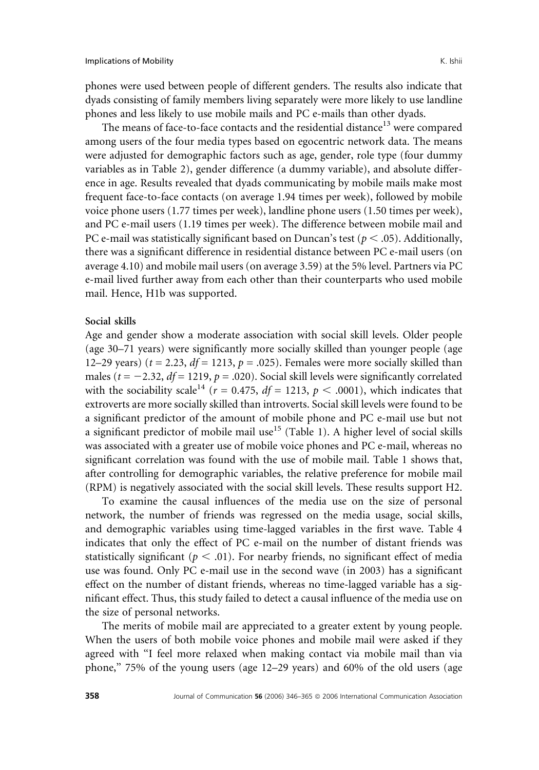phones were used between people of different genders. The results also indicate that dyads consisting of family members living separately were more likely to use landline phones and less likely to use mobile mails and PC e-mails than other dyads.

The means of face-to-face contacts and the residential distance[13] were compared among users of the four media types based on egocentric network data. The means were adjusted for demographic factors such as age, gender, role type (four dummy variables as in Table 2), gender difference (a dummy variable), and absolute difference in age. Results revealed that dyads communicating by mobile mails make most frequent face-to-face contacts (on average 1.94 times per week), followed by mobile voice phone users (1.77 times per week), landline phone users (1.50 times per week), and PC e-mail users (1.19 times per week). The difference between mobile mail and PC e-mail was statistically significant based on Duncan's test ($p < .05$). Additionally, there was a significant difference in residential distance between PC e-mail users (on average 4.10) and mobile mail users (on average 3.59) at the 5% level. Partners via PC e-mail lived further away from each other than their counterparts who used mobile mail. Hence, H1b was supported.

### Social skills

Age and gender show a moderate association with social skill levels. Older people (age 30–71 years) were significantly more socially skilled than younger people (age 12–29 years) ($t = 2.23$, $df = 1213$, $p = .025$). Females were more socially skilled than males ($t = -2.32$, $df = 1219$, $p = .020$). Social skill levels were significantly correlated with the sociability scale[14] ($r = 0.475$, $df = 1213$, $p < .0001$), which indicates that extroverts are more socially skilled than introverts. Social skill levels were found to be a significant predictor of the amount of mobile phone and PC e-mail use but not a significant predictor of mobile mail use[15] (Table 1). A higher level of social skills was associated with a greater use of mobile voice phones and PC e-mail, whereas no significant correlation was found with the use of mobile mail. Table 1 shows that, after controlling for demographic variables, the relative preference for mobile mail (RPM) is negatively associated with the social skill levels. These results support H2.

To examine the causal influences of the media use on the size of personal network, the number of friends was regressed on the media usage, social skills, and demographic variables using time-lagged variables in the first wave. Table 4 indicates that only the effect of PC e-mail on the number of distant friends was statistically significant ($p < .01$). For nearby friends, no significant effect of media use was found. Only PC e-mail use in the second wave (in 2003) has a significant effect on the number of distant friends, whereas no time-lagged variable has a significant effect. Thus, this study failed to detect a causal influence of the media use on the size of personal networks.

The merits of mobile mail are appreciated to a greater extent by young people. When the users of both mobile voice phones and mobile mail were asked if they agreed with "I feel more relaxed when making contact via mobile mail than via phone," 75% of the young users (age 12–29 years) and 60% of the old users (age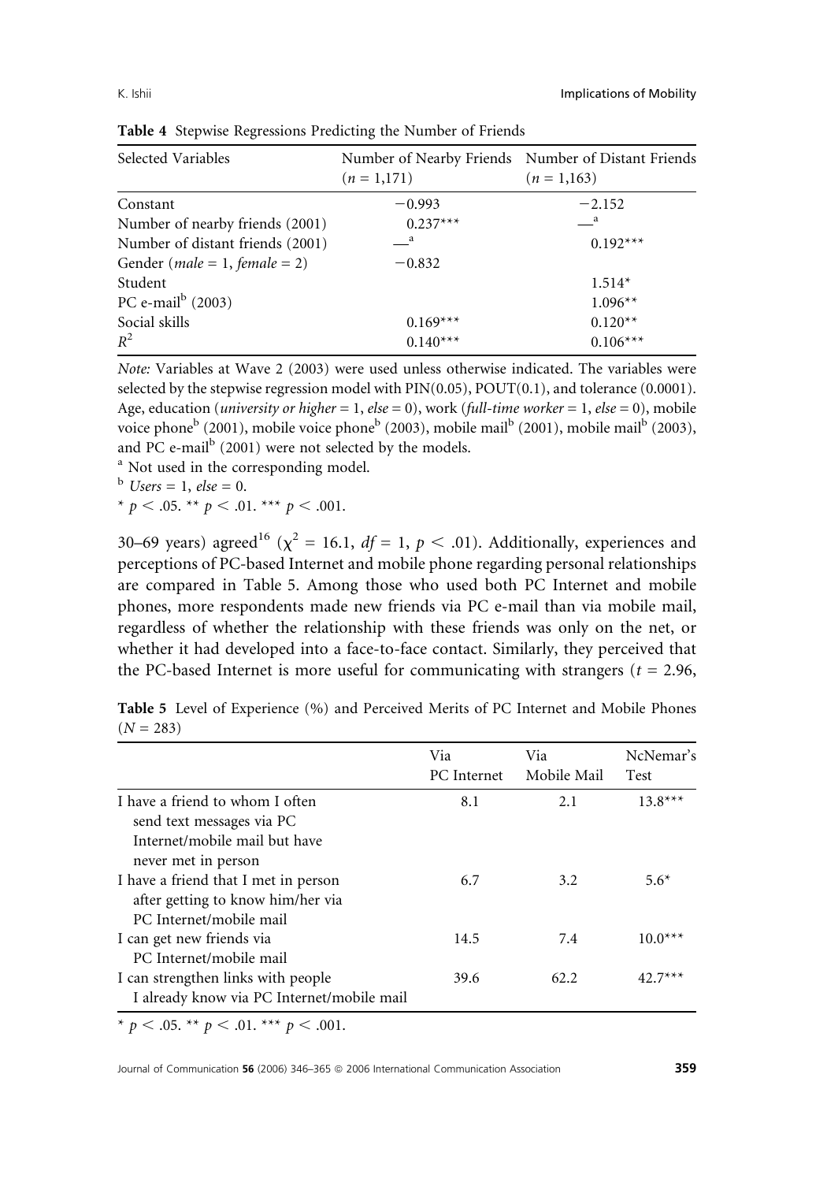**Table 4** Stepwise Regressions Predicting the Number of Friends

| Selected Variables | Number of Nearby Friends ($n$ = 1,171) | Number of Distant Friends ($n$ = 1,163) |
|---|---|---|
| Constant | −0.993 | −2.152 |
| Number of nearby friends (2001) | 0.237*** | —[a] |
| Number of distant friends (2001) | —[a] | 0.192*** |
| Gender (*male* = 1, *female* = 2) | −0.832 | |
| Student | | 1.514* |
| PC e-mail[b] (2003) | | 1.096** |
| Social skills | 0.169*** | 0.120** |
| $R^2$ | 0.140*** | 0.106*** |

*Note:* Variables at Wave 2 (2003) were used unless otherwise indicated. The variables were selected by the stepwise regression model with PIN(0.05), POUT(0.1), and tolerance (0.0001). Age, education (*university or higher* = 1, *else* = 0), work (*full-time worker* = 1, *else* = 0), mobile voice phone[b] (2001), mobile voice phone[b] (2003), mobile mail[b] (2001), mobile mail[b] (2003), and PC e-mail[b] (2001) were not selected by the models.

[a] Not used in the corresponding model.

[b] *Users* = 1, *else* = 0.

* $p < .05$. ** $p < .01$. *** $p < .001$.

30–69 years) agreed[16] ($\chi^2 = 16.1$, $df = 1$, $p < .01$). Additionally, experiences and perceptions of PC-based Internet and mobile phone regarding personal relationships are compared in Table 5. Among those who used both PC Internet and mobile phones, more respondents made new friends via PC e-mail than via mobile mail, regardless of whether the relationship with these friends was only on the net, or whether it had developed into a face-to-face contact. Similarly, they perceived that the PC-based Internet is more useful for communicating with strangers ($t = 2.96$,

**Table 5** Level of Experience (%) and Perceived Merits of PC Internet and Mobile Phones ($N$ = 283)

| | Via PC Internet | Via Mobile Mail | NcNemar's Test |
|---|---|---|---|
| I have a friend to whom I often send text messages via PC Internet/mobile mail but have never met in person | 8.1 | 2.1 | 13.8*** |
| I have a friend that I met in person after getting to know him/her via PC Internet/mobile mail | 6.7 | 3.2 | 5.6* |
| I can get new friends via PC Internet/mobile mail | 14.5 | 7.4 | 10.0*** |
| I can strengthen links with people I already know via PC Internet/mobile mail | 39.6 | 62.2 | 42.7*** |

* $p < .05$. ** $p < .01$. *** $p < .001$.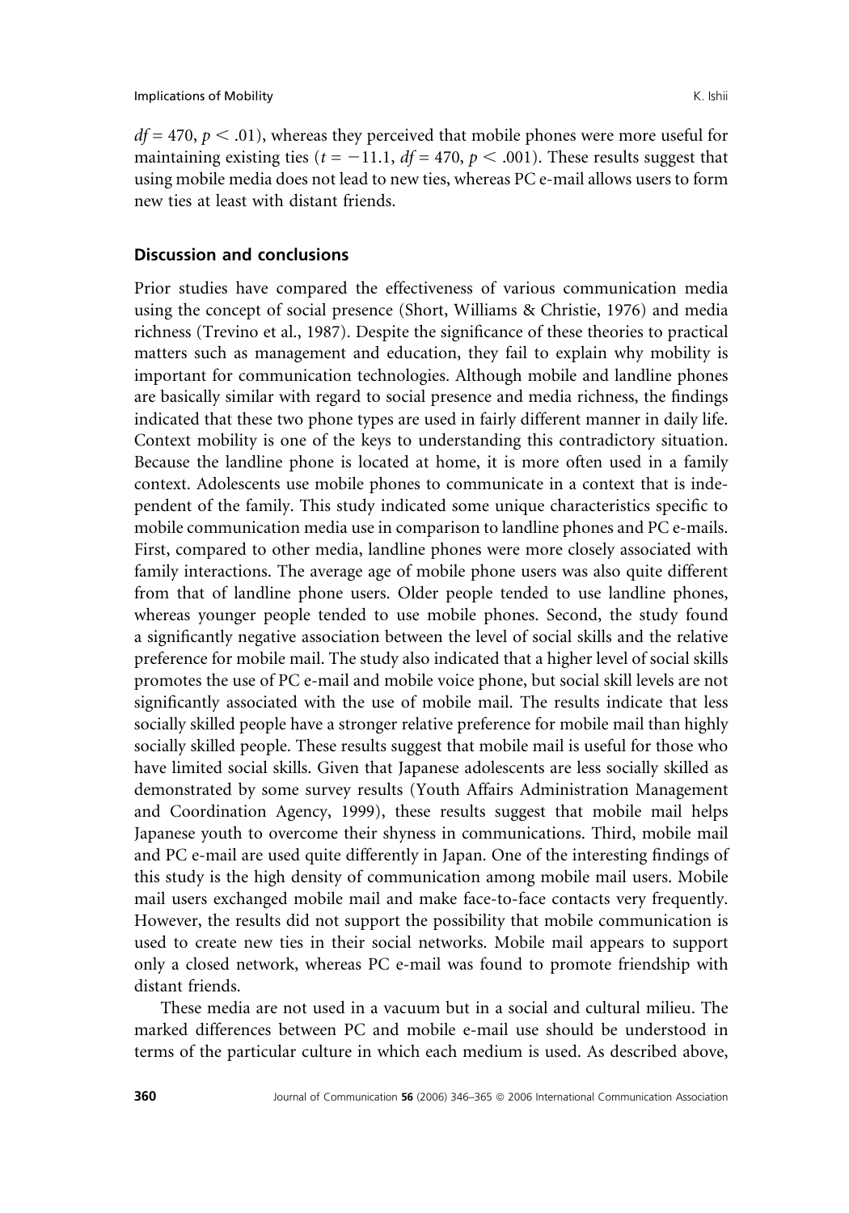$df = 470$, $p < .01$), whereas they perceived that mobile phones were more useful for maintaining existing ties ($t = -11.1$, $df = 470$, $p < .001$). These results suggest that using mobile media does not lead to new ties, whereas PC e-mail allows users to form new ties at least with distant friends.

## Discussion and conclusions

Prior studies have compared the effectiveness of various communication media using the concept of social presence (Short, Williams & Christie, 1976) and media richness (Trevino et al., 1987). Despite the significance of these theories to practical matters such as management and education, they fail to explain why mobility is important for communication technologies. Although mobile and landline phones are basically similar with regard to social presence and media richness, the findings indicated that these two phone types are used in fairly different manner in daily life. Context mobility is one of the keys to understanding this contradictory situation. Because the landline phone is located at home, it is more often used in a family context. Adolescents use mobile phones to communicate in a context that is independent of the family. This study indicated some unique characteristics specific to mobile communication media use in comparison to landline phones and PC e-mails. First, compared to other media, landline phones were more closely associated with family interactions. The average age of mobile phone users was also quite different from that of landline phone users. Older people tended to use landline phones, whereas younger people tended to use mobile phones. Second, the study found a significantly negative association between the level of social skills and the relative preference for mobile mail. The study also indicated that a higher level of social skills promotes the use of PC e-mail and mobile voice phone, but social skill levels are not significantly associated with the use of mobile mail. The results indicate that less socially skilled people have a stronger relative preference for mobile mail than highly socially skilled people. These results suggest that mobile mail is useful for those who have limited social skills. Given that Japanese adolescents are less socially skilled as demonstrated by some survey results (Youth Affairs Administration Management and Coordination Agency, 1999), these results suggest that mobile mail helps Japanese youth to overcome their shyness in communications. Third, mobile mail and PC e-mail are used quite differently in Japan. One of the interesting findings of this study is the high density of communication among mobile mail users. Mobile mail users exchanged mobile mail and make face-to-face contacts very frequently. However, the results did not support the possibility that mobile communication is used to create new ties in their social networks. Mobile mail appears to support only a closed network, whereas PC e-mail was found to promote friendship with distant friends.

These media are not used in a vacuum but in a social and cultural milieu. The marked differences between PC and mobile e-mail use should be understood in terms of the particular culture in which each medium is used. As described above,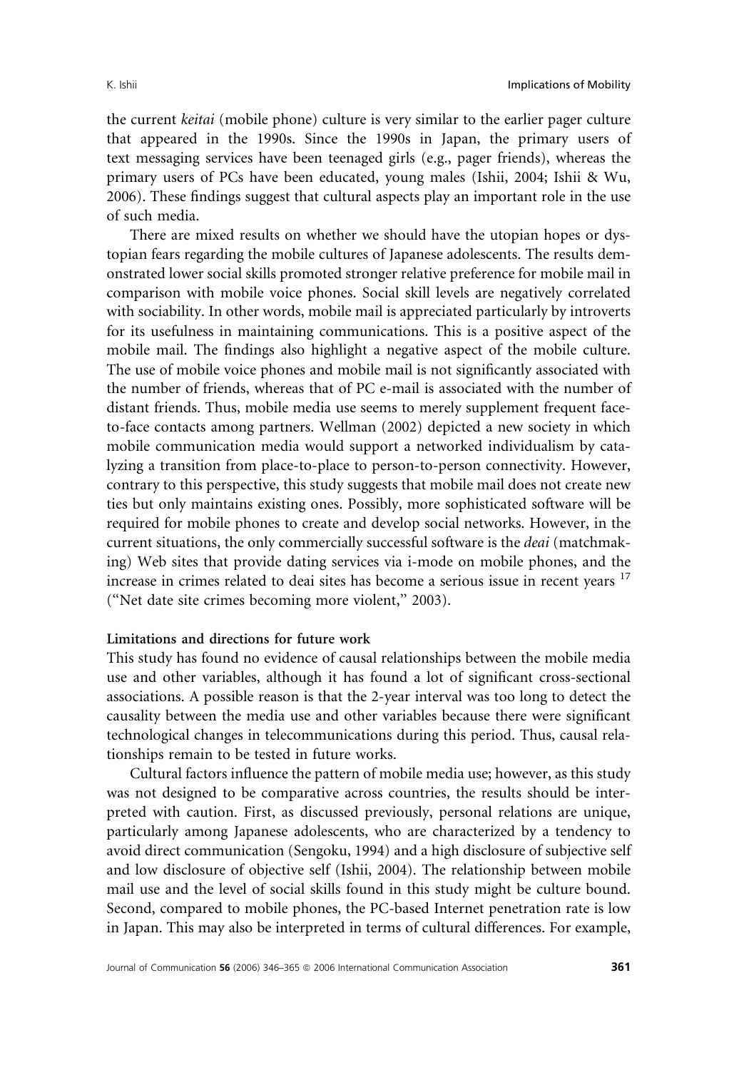the current *keitai* (mobile phone) culture is very similar to the earlier pager culture that appeared in the 1990s. Since the 1990s in Japan, the primary users of text messaging services have been teenaged girls (e.g., pager friends), whereas the primary users of PCs have been educated, young males (Ishii, 2004; Ishii & Wu, 2006). These findings suggest that cultural aspects play an important role in the use of such media.

There are mixed results on whether we should have the utopian hopes or dystopian fears regarding the mobile cultures of Japanese adolescents. The results demonstrated lower social skills promoted stronger relative preference for mobile mail in comparison with mobile voice phones. Social skill levels are negatively correlated with sociability. In other words, mobile mail is appreciated particularly by introverts for its usefulness in maintaining communications. This is a positive aspect of the mobile mail. The findings also highlight a negative aspect of the mobile culture. The use of mobile voice phones and mobile mail is not significantly associated with the number of friends, whereas that of PC e-mail is associated with the number of distant friends. Thus, mobile media use seems to merely supplement frequent face-to-face contacts among partners. Wellman (2002) depicted a new society in which mobile communication media would support a networked individualism by catalyzing a transition from place-to-place to person-to-person connectivity. However, contrary to this perspective, this study suggests that mobile mail does not create new ties but only maintains existing ones. Possibly, more sophisticated software will be required for mobile phones to create and develop social networks. However, in the current situations, the only commercially successful software is the *deai* (matchmaking) Web sites that provide dating services via i-mode on mobile phones, and the increase in crimes related to deai sites has become a serious issue in recent years [17] ("Net date site crimes becoming more violent," 2003).

**Limitations and directions for future work**

This study has found no evidence of causal relationships between the mobile media use and other variables, although it has found a lot of significant cross-sectional associations. A possible reason is that the 2-year interval was too long to detect the causality between the media use and other variables because there were significant technological changes in telecommunications during this period. Thus, causal relationships remain to be tested in future works.

Cultural factors influence the pattern of mobile media use; however, as this study was not designed to be comparative across countries, the results should be interpreted with caution. First, as discussed previously, personal relations are unique, particularly among Japanese adolescents, who are characterized by a tendency to avoid direct communication (Sengoku, 1994) and a high disclosure of subjective self and low disclosure of objective self (Ishii, 2004). The relationship between mobile mail use and the level of social skills found in this study might be culture bound. Second, compared to mobile phones, the PC-based Internet penetration rate is low in Japan. This may also be interpreted in terms of cultural differences. For example,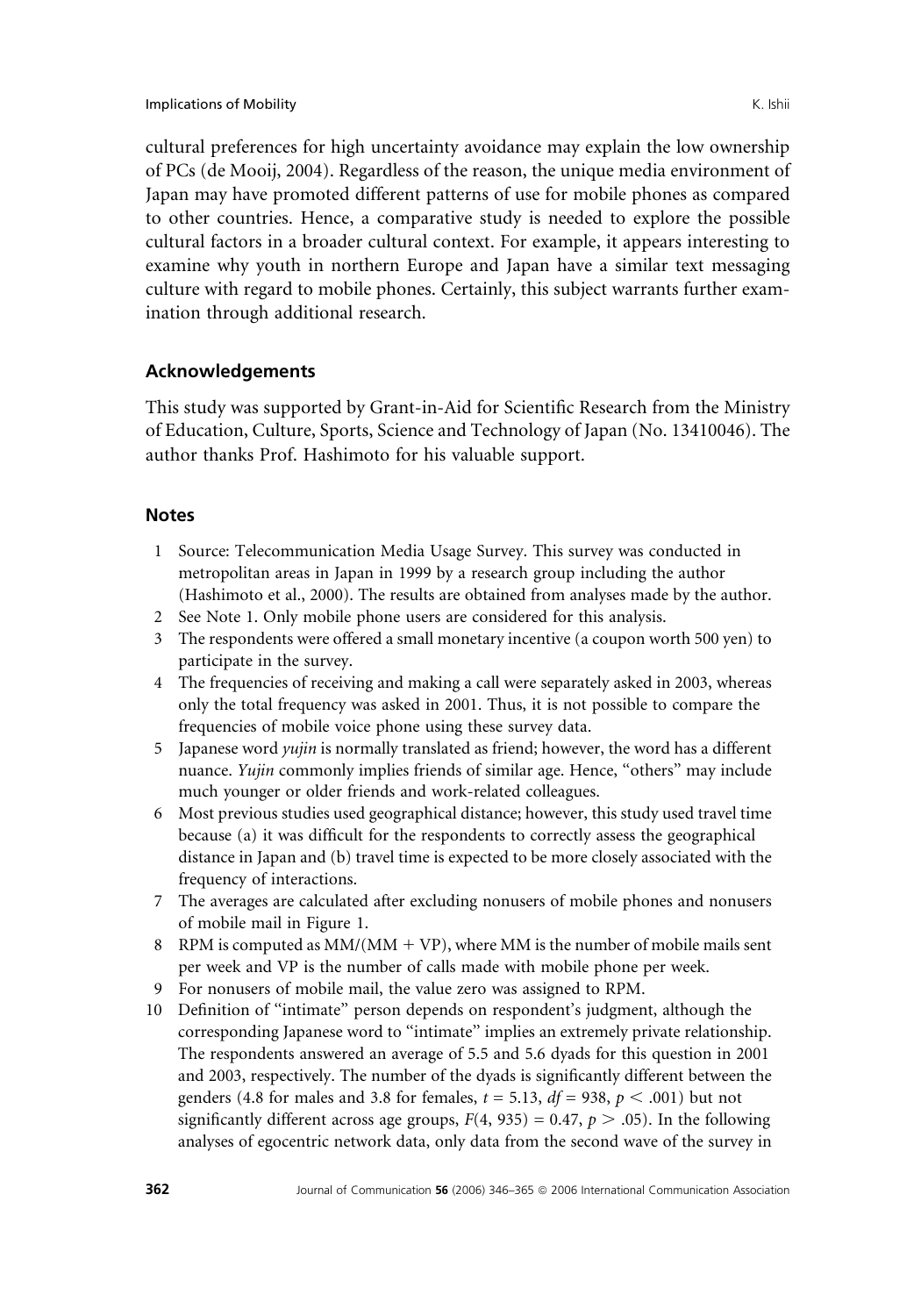cultural preferences for high uncertainty avoidance may explain the low ownership of PCs (de Mooij, 2004). Regardless of the reason, the unique media environment of Japan may have promoted different patterns of use for mobile phones as compared to other countries. Hence, a comparative study is needed to explore the possible cultural factors in a broader cultural context. For example, it appears interesting to examine why youth in northern Europe and Japan have a similar text messaging culture with regard to mobile phones. Certainly, this subject warrants further examination through additional research.

## Acknowledgements

This study was supported by Grant-in-Aid for Scientific Research from the Ministry of Education, Culture, Sports, Science and Technology of Japan (No. 13410046). The author thanks Prof. Hashimoto for his valuable support.

## Notes

1. Source: Telecommunication Media Usage Survey. This survey was conducted in metropolitan areas in Japan in 1999 by a research group including the author (Hashimoto et al., 2000). The results are obtained from analyses made by the author.
2. See Note 1. Only mobile phone users are considered for this analysis.
3. The respondents were offered a small monetary incentive (a coupon worth 500 yen) to participate in the survey.
4. The frequencies of receiving and making a call were separately asked in 2003, whereas only the total frequency was asked in 2001. Thus, it is not possible to compare the frequencies of mobile voice phone using these survey data.
5. Japanese word *yujin* is normally translated as friend; however, the word has a different nuance. *Yujin* commonly implies friends of similar age. Hence, "others" may include much younger or older friends and work-related colleagues.
6. Most previous studies used geographical distance; however, this study used travel time because (a) it was difficult for the respondents to correctly assess the geographical distance in Japan and (b) travel time is expected to be more closely associated with the frequency of interactions.
7. The averages are calculated after excluding nonusers of mobile phones and nonusers of mobile mail in Figure 1.
8. RPM is computed as MM/(MM + VP), where MM is the number of mobile mails sent per week and VP is the number of calls made with mobile phone per week.
9. For nonusers of mobile mail, the value zero was assigned to RPM.
10. Definition of "intimate" person depends on respondent's judgment, although the corresponding Japanese word to "intimate" implies an extremely private relationship. The respondents answered an average of 5.5 and 5.6 dyads for this question in 2001 and 2003, respectively. The number of the dyads is significantly different between the genders (4.8 for males and 3.8 for females, $t = 5.13$, $df = 938$, $p < .001$) but not significantly different across age groups, $F(4, 935) = 0.47$, $p > .05$). In the following analyses of egocentric network data, only data from the second wave of the survey in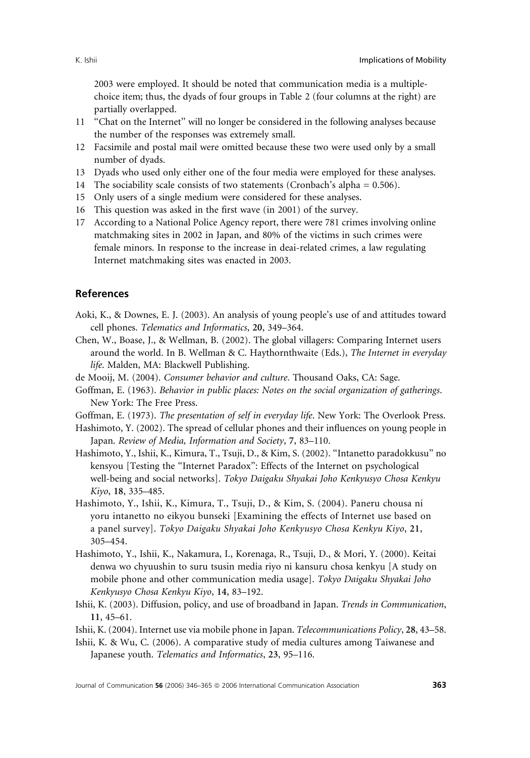2003 were employed. It should be noted that communication media is a multiple-choice item; thus, the dyads of four groups in Table 2 (four columns at the right) are partially overlapped.

11 "Chat on the Internet" will no longer be considered in the following analyses because the number of the responses was extremely small.
12 Facsimile and postal mail were omitted because these two were used only by a small number of dyads.
13 Dyads who used only either one of the four media were employed for these analyses.
14 The sociability scale consists of two statements (Cronbach's alpha = 0.506).
15 Only users of a single medium were considered for these analyses.
16 This question was asked in the first wave (in 2001) of the survey.
17 According to a National Police Agency report, there were 781 crimes involving online matchmaking sites in 2002 in Japan, and 80% of the victims in such crimes were female minors. In response to the increase in deai-related crimes, a law regulating Internet matchmaking sites was enacted in 2003.

## References

Aoki, K., & Downes, E. J. (2003). An analysis of young people's use of and attitudes toward cell phones. *Telematics and Informatics*, **20**, 349–364.

Chen, W., Boase, J., & Wellman, B. (2002). The global villagers: Comparing Internet users around the world. In B. Wellman & C. Haythornthwaite (Eds.), *The Internet in everyday life*. Malden, MA: Blackwell Publishing.

de Mooij, M. (2004). *Consumer behavior and culture*. Thousand Oaks, CA: Sage.

Goffman, E. (1963). *Behavior in public places: Notes on the social organization of gatherings*. New York: The Free Press.

Goffman, E. (1973). *The presentation of self in everyday life*. New York: The Overlook Press.

Hashimoto, Y. (2002). The spread of cellular phones and their influences on young people in Japan. *Review of Media, Information and Society*, **7**, 83–110.

Hashimoto, Y., Ishii, K., Kimura, T., Tsuji, D., & Kim, S. (2002). "Intanetto paradokkusu" no kensyou [Testing the "Internet Paradox": Effects of the Internet on psychological well-being and social networks]. *Tokyo Daigaku Shyakai Joho Kenkyusyo Chosa Kenkyu Kiyo*, **18**, 335–485.

Hashimoto, Y., Ishii, K., Kimura, T., Tsuji, D., & Kim, S. (2004). Paneru chousa ni yoru intanetto no eikyou bunseki [Examining the effects of Internet use based on a panel survey]. *Tokyo Daigaku Shyakai Joho Kenkyusyo Chosa Kenkyu Kiyo*, **21**, 305–454.

Hashimoto, Y., Ishii, K., Nakamura, I., Korenaga, R., Tsuji, D., & Mori, Y. (2000). Keitai denwa wo chyuushin to suru tsusin media riyo ni kansuru chosa kenkyu [A study on mobile phone and other communication media usage]. *Tokyo Daigaku Shyakai Joho Kenkyusyo Chosa Kenkyu Kiyo*, **14**, 83–192.

Ishii, K. (2003). Diffusion, policy, and use of broadband in Japan. *Trends in Communication*, **11**, 45–61.

Ishii, K. (2004). Internet use via mobile phone in Japan. *Telecommunications Policy*, **28**, 43–58.

Ishii, K. & Wu, C. (2006). A comparative study of media cultures among Taiwanese and Japanese youth. *Telematics and Informatics*, **23**, 95–116.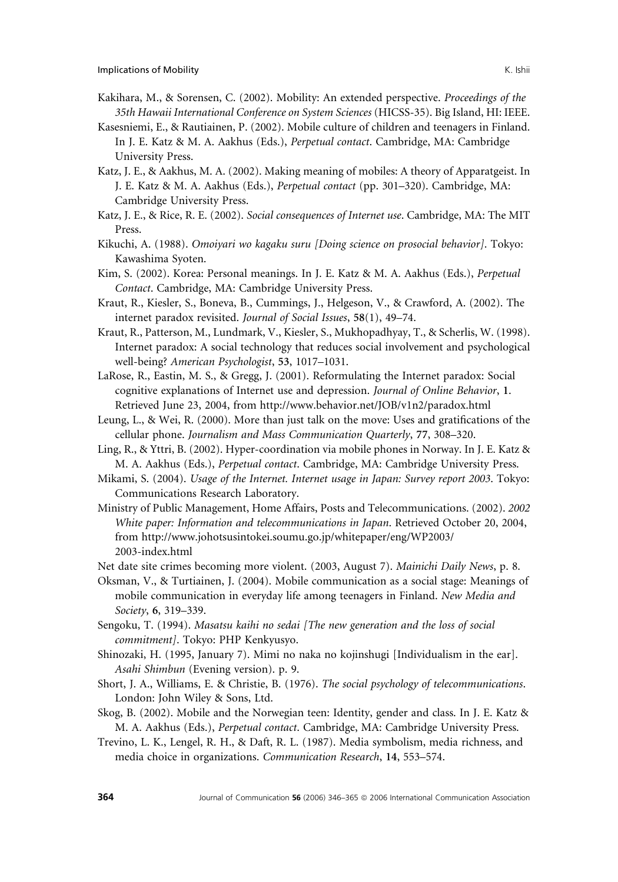Kakihara, M., & Sorensen, C. (2002). Mobility: An extended perspective. *Proceedings of the 35th Hawaii International Conference on System Sciences* (HICSS-35). Big Island, HI: IEEE.

Kasesniemi, E., & Rautiainen, P. (2002). Mobile culture of children and teenagers in Finland. In J. E. Katz & M. A. Aakhus (Eds.), *Perpetual contact*. Cambridge, MA: Cambridge University Press.

Katz, J. E., & Aakhus, M. A. (2002). Making meaning of mobiles: A theory of Apparatgeist. In J. E. Katz & M. A. Aakhus (Eds.), *Perpetual contact* (pp. 301–320). Cambridge, MA: Cambridge University Press.

Katz, J. E., & Rice, R. E. (2002). *Social consequences of Internet use*. Cambridge, MA: The MIT Press.

Kikuchi, A. (1988). *Omoiyari wo kagaku suru [Doing science on prosocial behavior]*. Tokyo: Kawashima Syoten.

Kim, S. (2002). Korea: Personal meanings. In J. E. Katz & M. A. Aakhus (Eds.), *Perpetual Contact*. Cambridge, MA: Cambridge University Press.

Kraut, R., Kiesler, S., Boneva, B., Cummings, J., Helgeson, V., & Crawford, A. (2002). The internet paradox revisited. *Journal of Social Issues*, **58**(1), 49–74.

Kraut, R., Patterson, M., Lundmark, V., Kiesler, S., Mukhopadhyay, T., & Scherlis, W. (1998). Internet paradox: A social technology that reduces social involvement and psychological well-being? *American Psychologist*, **53**, 1017–1031.

LaRose, R., Eastin, M. S., & Gregg, J. (2001). Reformulating the Internet paradox: Social cognitive explanations of Internet use and depression. *Journal of Online Behavior*, **1**. Retrieved June 23, 2004, from http://www.behavior.net/JOB/v1n2/paradox.html

Leung, L., & Wei, R. (2000). More than just talk on the move: Uses and gratifications of the cellular phone. *Journalism and Mass Communication Quarterly*, **77**, 308–320.

Ling, R., & Yttri, B. (2002). Hyper-coordination via mobile phones in Norway. In J. E. Katz & M. A. Aakhus (Eds.), *Perpetual contact*. Cambridge, MA: Cambridge University Press.

Mikami, S. (2004). *Usage of the Internet. Internet usage in Japan: Survey report 2003*. Tokyo: Communications Research Laboratory.

Ministry of Public Management, Home Affairs, Posts and Telecommunications. (2002). *2002 White paper: Information and telecommunications in Japan*. Retrieved October 20, 2004, from http://www.johotsusintokei.soumu.go.jp/whitepaper/eng/WP2003/2003-index.html

Net date site crimes becoming more violent. (2003, August 7). *Mainichi Daily News*, p. 8.

Oksman, V., & Turtiainen, J. (2004). Mobile communication as a social stage: Meanings of mobile communication in everyday life among teenagers in Finland. *New Media and Society*, **6**, 319–339.

Sengoku, T. (1994). *Masatsu kaihi no sedai [The new generation and the loss of social commitment]*. Tokyo: PHP Kenkyusyo.

Shinozaki, H. (1995, January 7). Mimi no naka no kojinshugi [Individualism in the ear]. *Asahi Shimbun* (Evening version). p. 9.

Short, J. A., Williams, E. & Christie, B. (1976). *The social psychology of telecommunications*. London: John Wiley & Sons, Ltd.

Skog, B. (2002). Mobile and the Norwegian teen: Identity, gender and class. In J. E. Katz & M. A. Aakhus (Eds.), *Perpetual contact*. Cambridge, MA: Cambridge University Press.

Trevino, L. K., Lengel, R. H., & Daft, R. L. (1987). Media symbolism, media richness, and media choice in organizations. *Communication Research*, **14**, 553–574.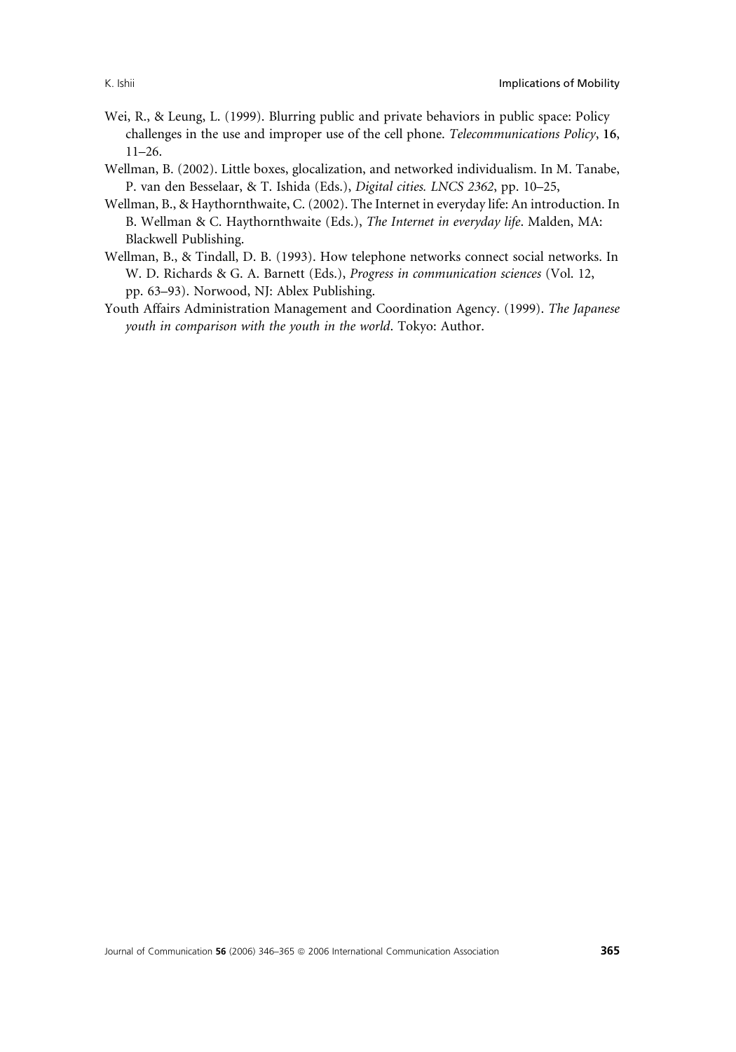Wei, R., & Leung, L. (1999). Blurring public and private behaviors in public space: Policy challenges in the use and improper use of the cell phone. *Telecommunications Policy*, **16**, 11–26.

Wellman, B. (2002). Little boxes, glocalization, and networked individualism. In M. Tanabe, P. van den Besselaar, & T. Ishida (Eds.), *Digital cities. LNCS 2362*, pp. 10–25,

Wellman, B., & Haythornthwaite, C. (2002). The Internet in everyday life: An introduction. In B. Wellman & C. Haythornthwaite (Eds.), *The Internet in everyday life*. Malden, MA: Blackwell Publishing.

Wellman, B., & Tindall, D. B. (1993). How telephone networks connect social networks. In W. D. Richards & G. A. Barnett (Eds.), *Progress in communication sciences* (Vol. 12, pp. 63–93). Norwood, NJ: Ablex Publishing.

Youth Affairs Administration Management and Coordination Agency. (1999). *The Japanese youth in comparison with the youth in the world*. Tokyo: Author.